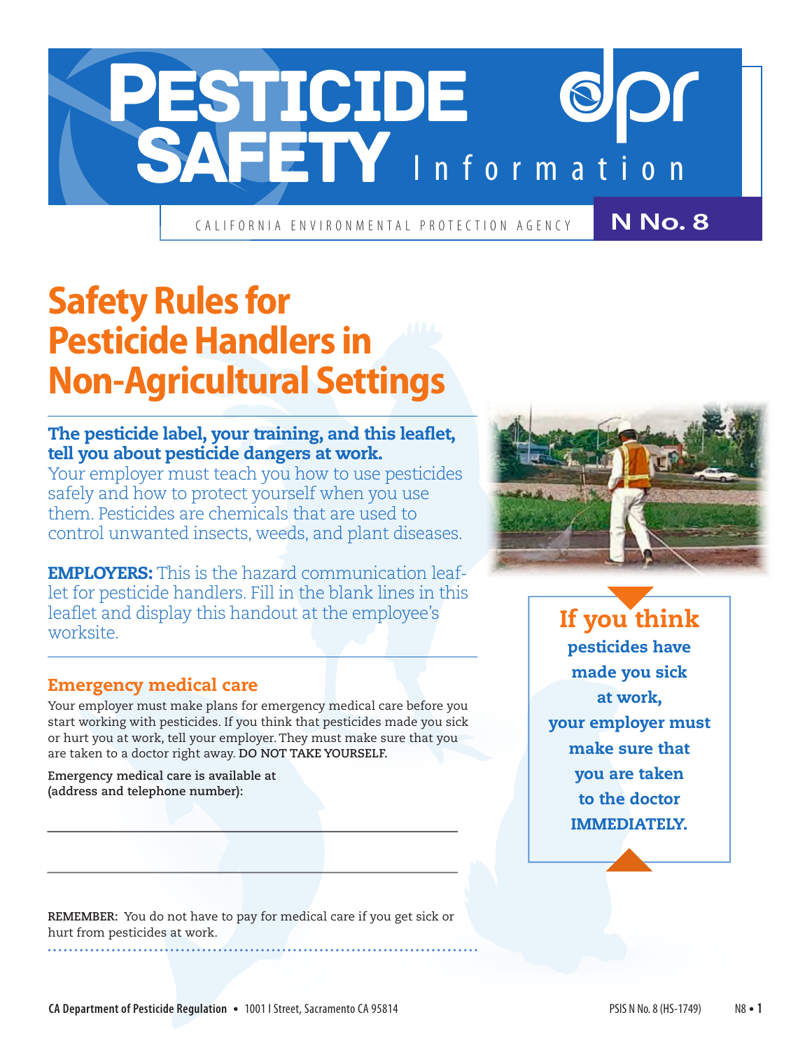# PESTICIDE SAFETY Information

CALIFORNIA ENVIRONMENTAL PROTECTION AGENCY

**N No. 8**

## Safety Rules for Pesticide Handlers in Non-Agricultural Settings

**The pesticide label, your training, and this leaflet, tell you about pesticide dangers at work.**
Your employer must teach you how to use pesticides safely and how to protect yourself when you use them. Pesticides are chemicals that are used to control unwanted insects, weeds, and plant diseases.

**EMPLOYERS:** This is the hazard communication leaflet for pesticide handlers. Fill in the blank lines in this leaflet and display this handout at the employee's worksite.

### Emergency medical care

Your employer must make plans for emergency medical care before you start working with pesticides. If you think that pesticides made you sick or hurt you at work, tell your employer. They must make sure that you are taken to a doctor right away. **DO NOT TAKE YOURSELF.**

**Emergency medical care is available at (address and telephone number):**

\_\_\_\_\_\_\_\_\_\_\_\_\_\_\_\_\_\_\_\_\_\_\_\_\_\_\_\_\_\_\_\_\_\_\_\_\_\_\_\_

\_\_\_\_\_\_\_\_\_\_\_\_\_\_\_\_\_\_\_\_\_\_\_\_\_\_\_\_\_\_\_\_\_\_\_\_\_\_\_\_

**REMEMBER:** You do not have to pay for medical care if you get sick or hurt from pesticides at work.

**If you think pesticides have made you sick at work, your employer must make sure that you are taken to the doctor IMMEDIATELY.**

CA Department of Pesticide Regulation • 1001 I Street, Sacramento CA 95814

PSIS N No. 8 (HS-1749)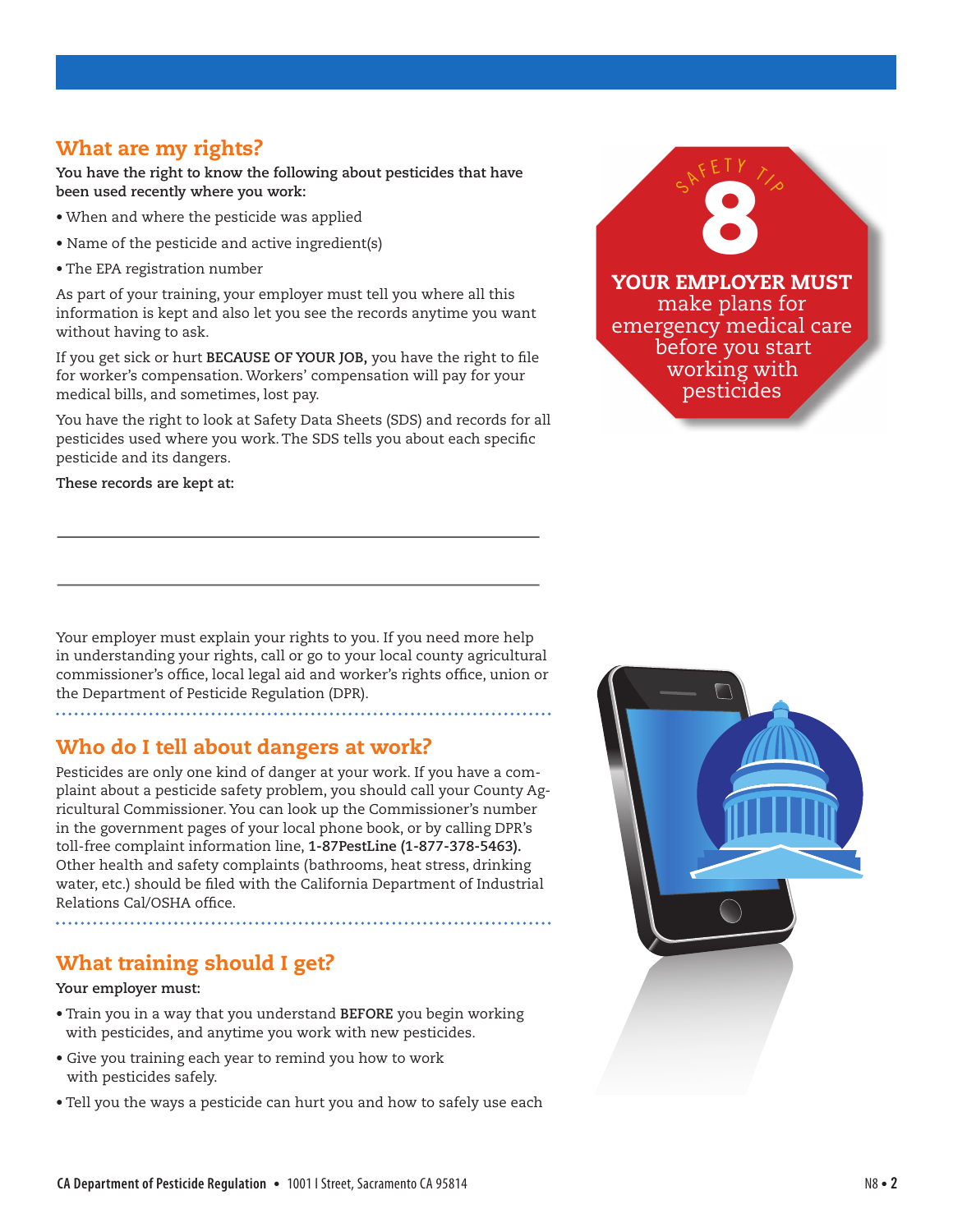## What are my rights?

**You have the right to know the following about pesticides that have been used recently where you work:**

- When and where the pesticide was applied
- Name of the pesticide and active ingredient(s)
- The EPA registration number

As part of your training, your employer must tell you where all this information is kept and also let you see the records anytime you want without having to ask.

If you get sick or hurt **BECAUSE OF YOUR JOB,** you have the right to file for worker's compensation. Workers' compensation will pay for your medical bills, and sometimes, lost pay.

You have the right to look at Safety Data Sheets (SDS) and records for all pesticides used where you work. The SDS tells you about each specific pesticide and its dangers.

**These records are kept at:**

_______________________________________________

_______________________________________________

Your employer must explain your rights to you. If you need more help in understanding your rights, call or go to your local county agricultural commissioner's office, local legal aid and worker's rights office, union or the Department of Pesticide Regulation (DPR).

**SAFETY TIP 8**

**YOUR EMPLOYER MUST** make plans for emergency medical care before you start working with pesticides

## Who do I tell about dangers at work?

Pesticides are only one kind of danger at your work. If you have a complaint about a pesticide safety problem, you should call your County Agricultural Commissioner. You can look up the Commissioner's number in the government pages of your local phone book, or by calling DPR's toll-free complaint information line, **1-87PestLine (1-877-378-5463).** Other health and safety complaints (bathrooms, heat stress, drinking water, etc.) should be filed with the California Department of Industrial Relations Cal/OSHA office.

## What training should I get?

**Your employer must:**

- Train you in a way that you understand **BEFORE** you begin working with pesticides, and anytime you work with new pesticides.
- Give you training each year to remind you how to work with pesticides safely.
- Tell you the ways a pesticide can hurt you and how to safely use each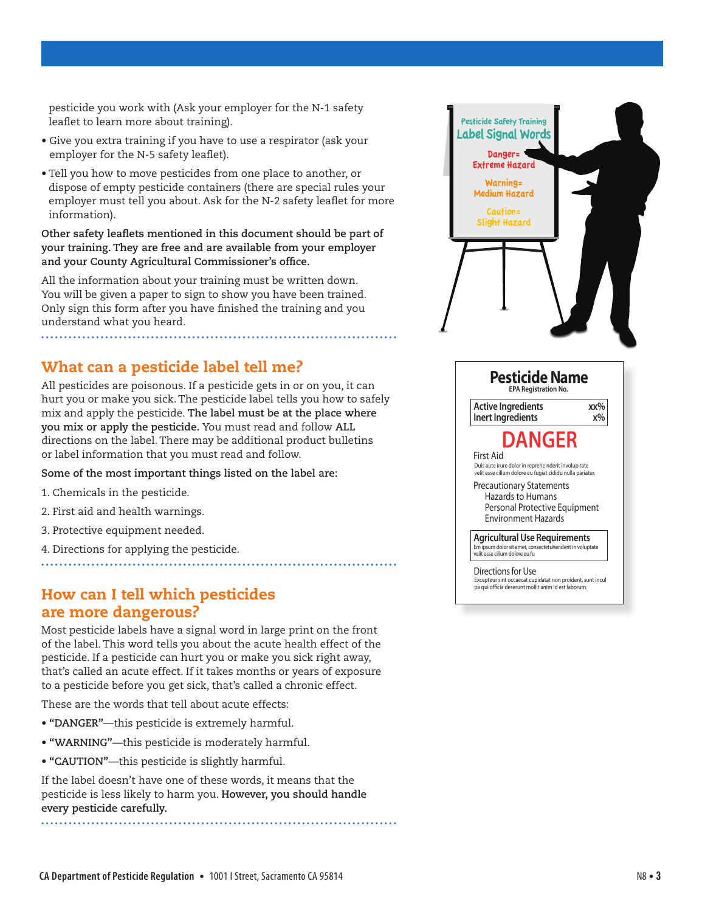pesticide you work with (Ask your employer for the N-1 safety leaflet to learn more about training).

- Give you extra training if you have to use a respirator (ask your employer for the N-5 safety leaflet).
- Tell you how to move pesticides from one place to another, or dispose of empty pesticide containers (there are special rules your employer must tell you about. Ask for the N-2 safety leaflet for more information).

**Other safety leaflets mentioned in this document should be part of your training. They are free and are available from your employer and your County Agricultural Commissioner's office.**

All the information about your training must be written down. You will be given a paper to sign to show you have been trained. Only sign this form after you have finished the training and you understand what you heard.

## What can a pesticide label tell me?

All pesticides are poisonous. If a pesticide gets in or on you, it can hurt you or make you sick. The pesticide label tells you how to safely mix and apply the pesticide. **The label must be at the place where you mix or apply the pesticide.** You must read and follow **ALL** directions on the label. There may be additional product bulletins or label information that you must read and follow.

**Some of the most important things listed on the label are:**

1. Chemicals in the pesticide.
2. First aid and health warnings.
3. Protective equipment needed.
4. Directions for applying the pesticide.

## How can I tell which pesticides are more dangerous?

Most pesticide labels have a signal word in large print on the front of the label. This word tells you about the acute health effect of the pesticide. If a pesticide can hurt you or make you sick right away, that's called an acute effect. If it takes months or years of exposure to a pesticide before you get sick, that's called a chronic effect.

These are the words that tell about acute effects:

- **"DANGER"**—this pesticide is extremely harmful.
- **"WARNING"**—this pesticide is moderately harmful.
- **"CAUTION"**—this pesticide is slightly harmful.

If the label doesn't have one of these words, it means that the pesticide is less likely to harm you. **However, you should handle every pesticide carefully.**

Pesticide Safety Training
Label Signal Words
Danger= Extreme Hazard
Warning= Medium Hazard
Caution= Slight Hazard

**Pesticide Name**
EPA Registration No.

| Active Ingredients | xx% |
|---|---|
| Inert Ingredients | x% |

**DANGER**

First Aid
Duis aute irure dolor in reprehe nderit involup tate velit esse cillum dolore eu fugiat cididu nulla pariatur.

Precautionary Statements
Hazards to Humans
Personal Protective Equipment
Environment Hazards

Agricultural Use Requirements
Em ipsum dolor sit amet, consectetuhenderit in voluptate velit esse cillum dolore eu fu

Directions for Use
Excepteur sint occaecat cupidatat non proident, sunt incul pa qui officia deserunt mollit anim id est laborum.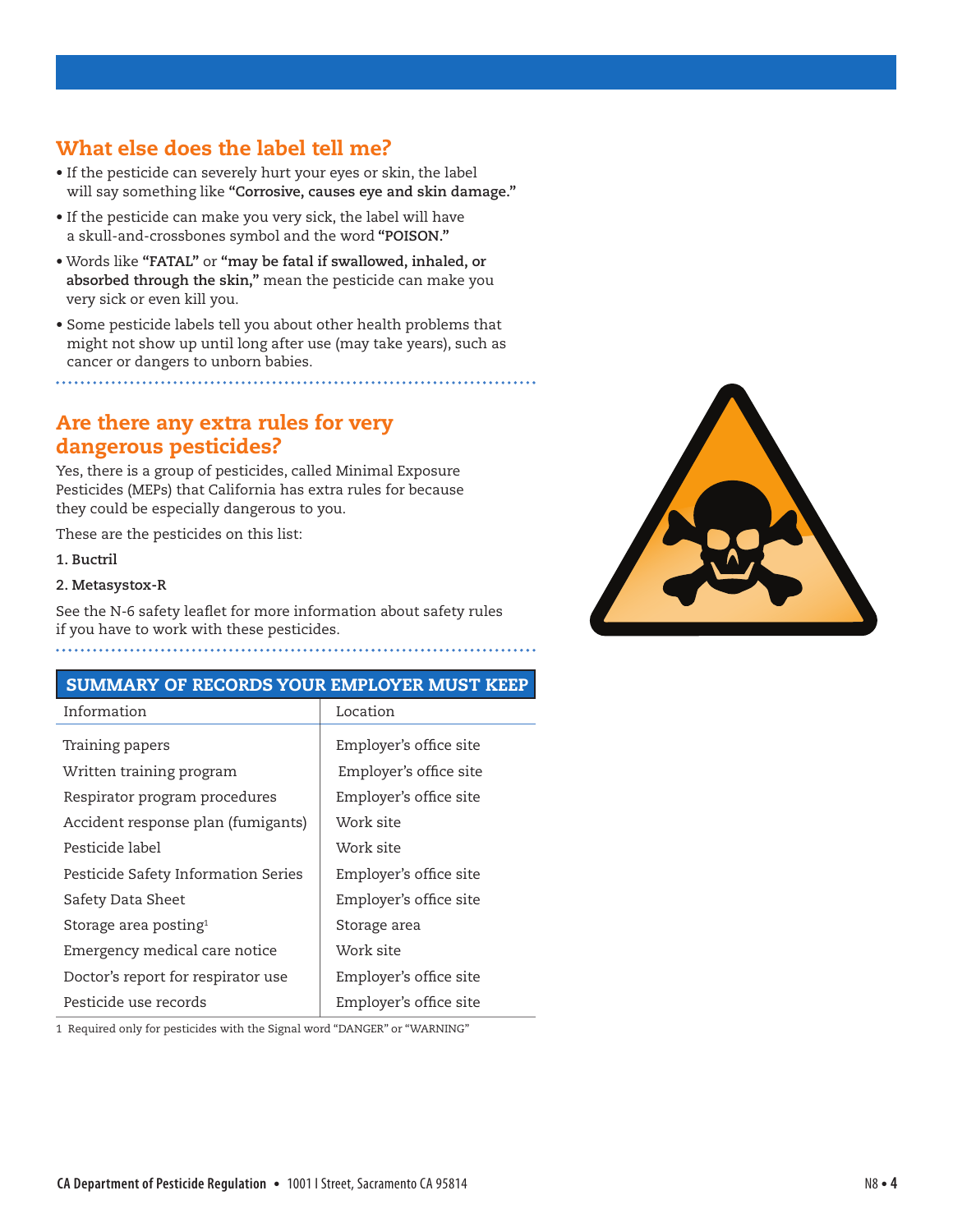## What else does the label tell me?

- If the pesticide can severely hurt your eyes or skin, the label will say something like **"Corrosive, causes eye and skin damage."**
- If the pesticide can make you very sick, the label will have a skull-and-crossbones symbol and the word **"POISON."**
- Words like **"FATAL"** or **"may be fatal if swallowed, inhaled, or absorbed through the skin,"** mean the pesticide can make you very sick or even kill you.
- Some pesticide labels tell you about other health problems that might not show up until long after use (may take years), such as cancer or dangers to unborn babies.

## Are there any extra rules for very dangerous pesticides?

Yes, there is a group of pesticides, called Minimal Exposure Pesticides (MEPs) that California has extra rules for because they could be especially dangerous to you.

These are the pesticides on this list:

1. **Buctril**
2. **Metasystox-R**

See the N-6 safety leaflet for more information about safety rules if you have to work with these pesticides.

### SUMMARY OF RECORDS YOUR EMPLOYER MUST KEEP

| Information | Location |
| --- | --- |
| Training papers | Employer's office site |
| Written training program | Employer's office site |
| Respirator program procedures | Employer's office site |
| Accident response plan (fumigants) | Work site |
| Pesticide label | Work site |
| Pesticide Safety Information Series | Employer's office site |
| Safety Data Sheet | Employer's office site |
| Storage area posting[1] | Storage area |
| Emergency medical care notice | Work site |
| Doctor's report for respirator use | Employer's office site |
| Pesticide use records | Employer's office site |

1 Required only for pesticides with the Signal word "DANGER" or "WARNING"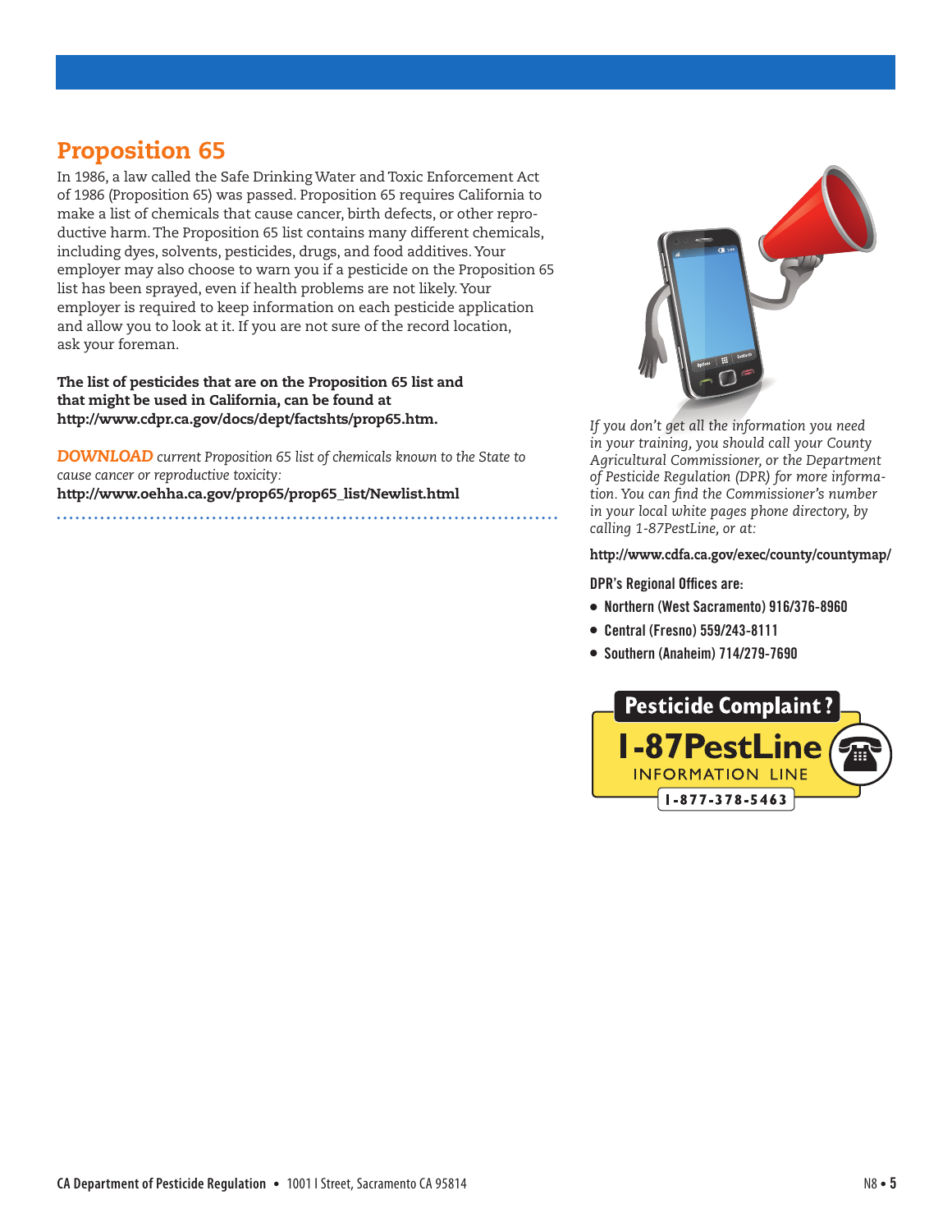## Proposition 65

In 1986, a law called the Safe Drinking Water and Toxic Enforcement Act of 1986 (Proposition 65) was passed. Proposition 65 requires California to make a list of chemicals that cause cancer, birth defects, or other reproductive harm. The Proposition 65 list contains many different chemicals, including dyes, solvents, pesticides, drugs, and food additives. Your employer may also choose to warn you if a pesticide on the Proposition 65 list has been sprayed, even if health problems are not likely. Your employer is required to keep information on each pesticide application and allow you to look at it. If you are not sure of the record location, ask your foreman.

**The list of pesticides that are on the Proposition 65 list and that might be used in California, can be found at http://www.cdpr.ca.gov/docs/dept/factshts/prop65.htm.**

***DOWNLOAD*** *current Proposition 65 list of chemicals known to the State to cause cancer or reproductive toxicity:*
**http://www.oehha.ca.gov/prop65/prop65_list/Newlist.html**

*If you don't get all the information you need in your training, you should call your County Agricultural Commissioner, or the Department of Pesticide Regulation (DPR) for more information. You can find the Commissioner's number in your local white pages phone directory, by calling 1-87PestLine, or at:*

**http://www.cdfa.ca.gov/exec/county/countymap/**

**DPR's Regional Offices are:**

- **Northern (West Sacramento) 916/376-8960**
- **Central (Fresno) 559/243-8111**
- **Southern (Anaheim) 714/279-7690**

**Pesticide Complaint?**
**1-87PestLine**
INFORMATION LINE
**1-877-378-5463**